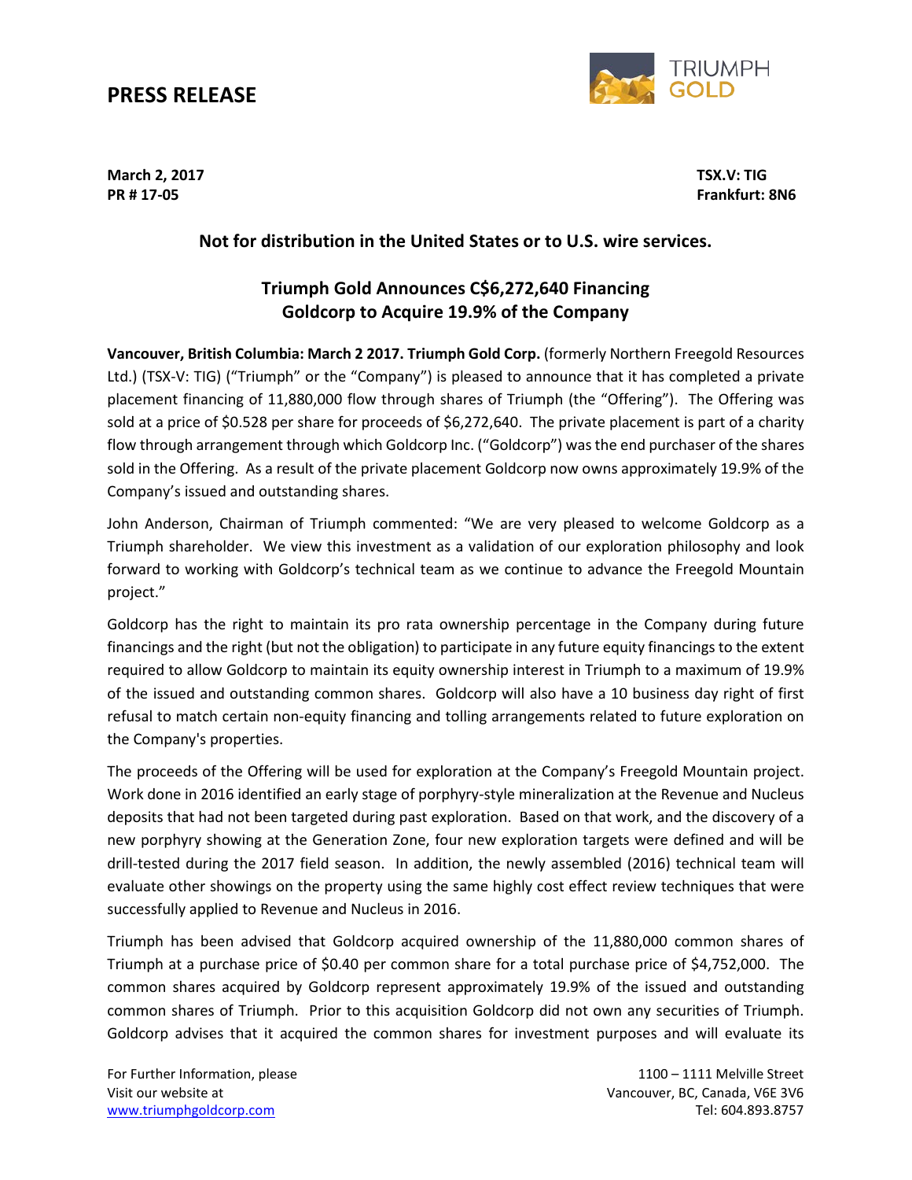# PRESS RELEASE

**March 2, 2017**
**PR # 17-05**

**TSX.V: TIG**
**Frankfurt: 8N6**

**Not for distribution in the United States or to U.S. wire services.**

## Triumph Gold Announces C$6,272,640 Financing
## Goldcorp to Acquire 19.9% of the Company

**Vancouver, British Columbia: March 2 2017. Triumph Gold Corp.** (formerly Northern Freegold Resources Ltd.) (TSX-V: TIG) ("Triumph" or the "Company") is pleased to announce that it has completed a private placement financing of 11,880,000 flow through shares of Triumph (the "Offering"). The Offering was sold at a price of $0.528 per share for proceeds of $6,272,640. The private placement is part of a charity flow through arrangement through which Goldcorp Inc. ("Goldcorp") was the end purchaser of the shares sold in the Offering. As a result of the private placement Goldcorp now owns approximately 19.9% of the Company's issued and outstanding shares.

John Anderson, Chairman of Triumph commented: "We are very pleased to welcome Goldcorp as a Triumph shareholder. We view this investment as a validation of our exploration philosophy and look forward to working with Goldcorp's technical team as we continue to advance the Freegold Mountain project."

Goldcorp has the right to maintain its pro rata ownership percentage in the Company during future financings and the right (but not the obligation) to participate in any future equity financings to the extent required to allow Goldcorp to maintain its equity ownership interest in Triumph to a maximum of 19.9% of the issued and outstanding common shares. Goldcorp will also have a 10 business day right of first refusal to match certain non-equity financing and tolling arrangements related to future exploration on the Company's properties.

The proceeds of the Offering will be used for exploration at the Company's Freegold Mountain project. Work done in 2016 identified an early stage of porphyry-style mineralization at the Revenue and Nucleus deposits that had not been targeted during past exploration. Based on that work, and the discovery of a new porphyry showing at the Generation Zone, four new exploration targets were defined and will be drill-tested during the 2017 field season. In addition, the newly assembled (2016) technical team will evaluate other showings on the property using the same highly cost effect review techniques that were successfully applied to Revenue and Nucleus in 2016.

Triumph has been advised that Goldcorp acquired ownership of the 11,880,000 common shares of Triumph at a purchase price of $0.40 per common share for a total purchase price of $4,752,000. The common shares acquired by Goldcorp represent approximately 19.9% of the issued and outstanding common shares of Triumph. Prior to this acquisition Goldcorp did not own any securities of Triumph. Goldcorp advises that it acquired the common shares for investment purposes and will evaluate its

For Further Information, please
Visit our website at
www.triumphgoldcorp.com

1100 – 1111 Melville Street
Vancouver, BC, Canada, V6E 3V6
Tel: 604.893.8757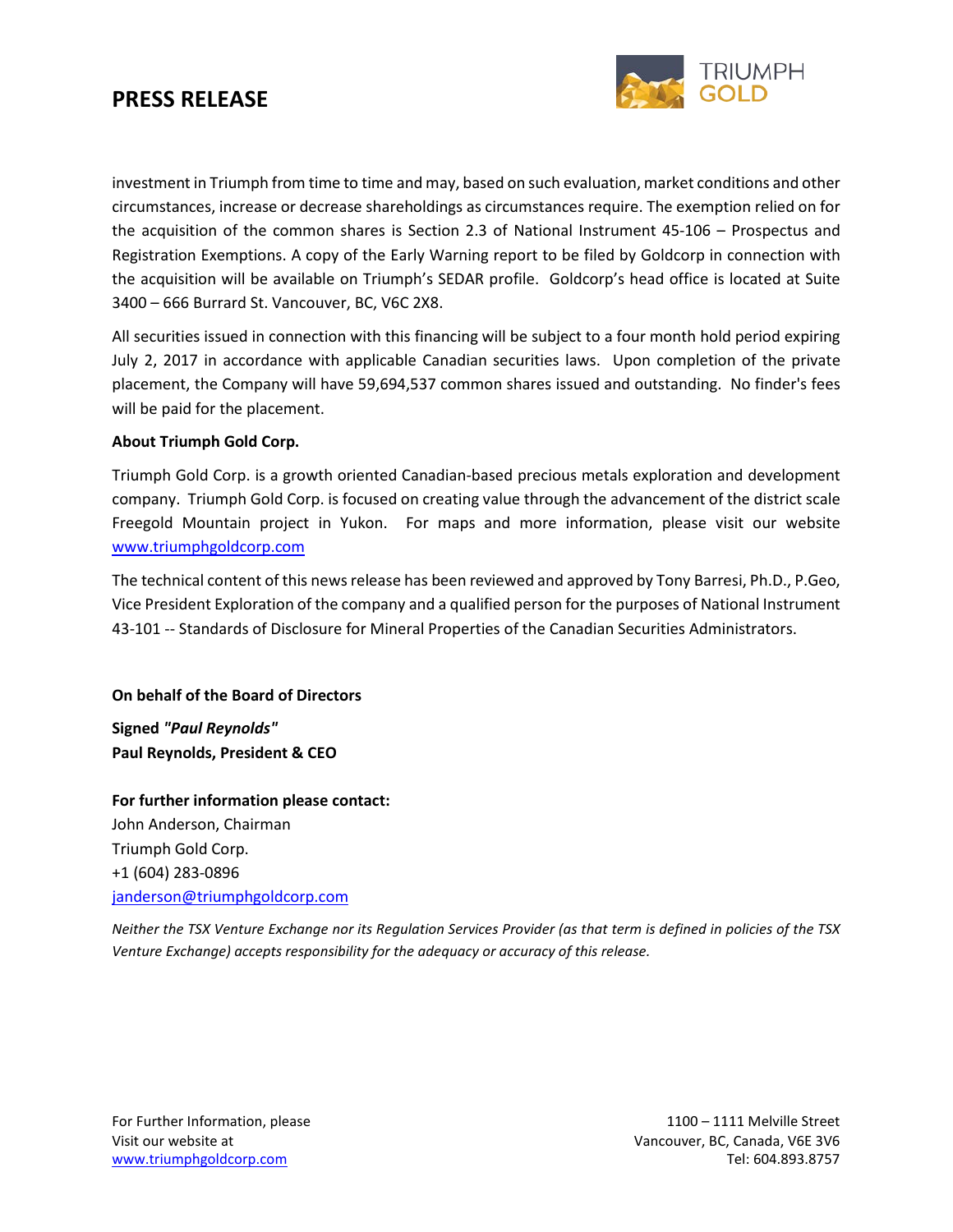investment in Triumph from time to time and may, based on such evaluation, market conditions and other circumstances, increase or decrease shareholdings as circumstances require. The exemption relied on for the acquisition of the common shares is Section 2.3 of National Instrument 45-106 – Prospectus and Registration Exemptions. A copy of the Early Warning report to be filed by Goldcorp in connection with the acquisition will be available on Triumph's SEDAR profile. Goldcorp's head office is located at Suite 3400 – 666 Burrard St. Vancouver, BC, V6C 2X8.

All securities issued in connection with this financing will be subject to a four month hold period expiring July 2, 2017 in accordance with applicable Canadian securities laws. Upon completion of the private placement, the Company will have 59,694,537 common shares issued and outstanding. No finder's fees will be paid for the placement.

**About Triumph Gold Corp.**

Triumph Gold Corp. is a growth oriented Canadian-based precious metals exploration and development company. Triumph Gold Corp. is focused on creating value through the advancement of the district scale Freegold Mountain project in Yukon. For maps and more information, please visit our website www.triumphgoldcorp.com

The technical content of this news release has been reviewed and approved by Tony Barresi, Ph.D., P.Geo, Vice President Exploration of the company and a qualified person for the purposes of National Instrument 43-101 -- Standards of Disclosure for Mineral Properties of the Canadian Securities Administrators.

**On behalf of the Board of Directors**

**Signed *"Paul Reynolds"***
**Paul Reynolds, President & CEO**

**For further information please contact:**
John Anderson, Chairman
Triumph Gold Corp.
+1 (604) 283-0896
janderson@triumphgoldcorp.com

*Neither the TSX Venture Exchange nor its Regulation Services Provider (as that term is defined in policies of the TSX Venture Exchange) accepts responsibility for the adequacy or accuracy of this release.*